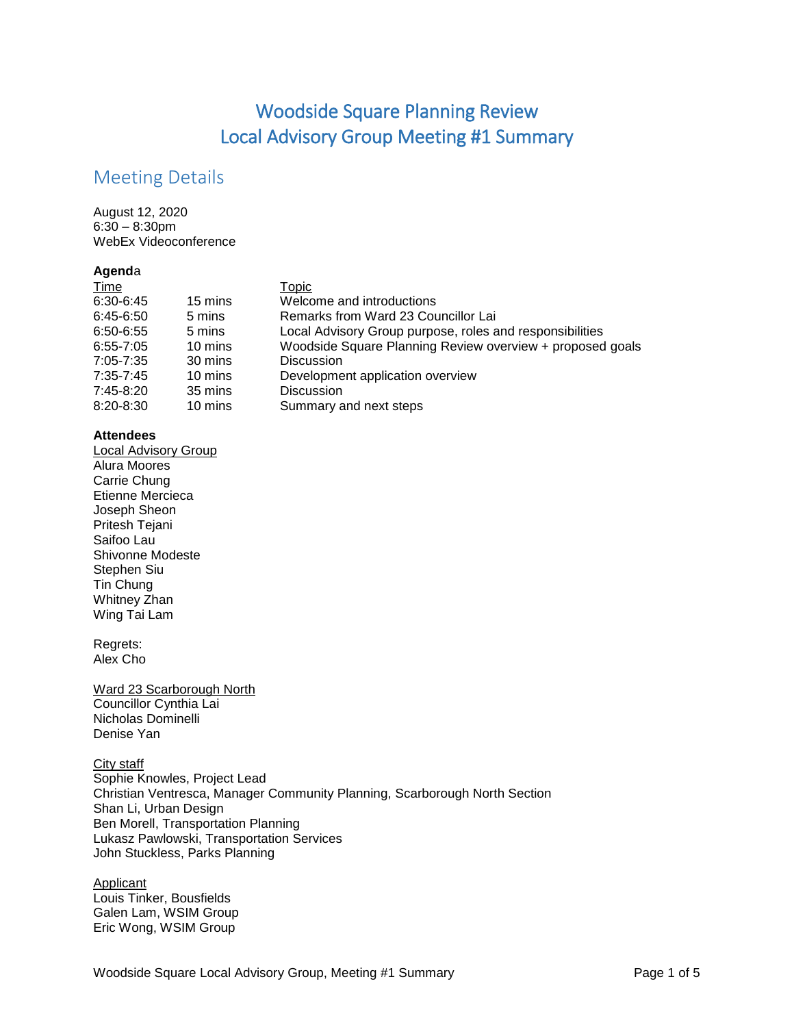# Woodside Square Planning Review
# Local Advisory Group Meeting #1 Summary

## Meeting Details

August 12, 2020
6:30 – 8:30pm
WebEx Videoconference

**Agenda**

| Time | | Topic |
|---|---|---|
| 6:30-6:45 | 15 mins | Welcome and introductions |
| 6:45-6:50 | 5 mins | Remarks from Ward 23 Councillor Lai |
| 6:50-6:55 | 5 mins | Local Advisory Group purpose, roles and responsibilities |
| 6:55-7:05 | 10 mins | Woodside Square Planning Review overview + proposed goals |
| 7:05-7:35 | 30 mins | Discussion |
| 7:35-7:45 | 10 mins | Development application overview |
| 7:45-8:20 | 35 mins | Discussion |
| 8:20-8:30 | 10 mins | Summary and next steps |

**Attendees**

Local Advisory Group
Alura Moores
Carrie Chung
Etienne Mercieca
Joseph Sheon
Pritesh Tejani
Saifoo Lau
Shivonne Modeste
Stephen Siu
Tin Chung
Whitney Zhan
Wing Tai Lam

Regrets:
Alex Cho

Ward 23 Scarborough North
Councillor Cynthia Lai
Nicholas Dominelli
Denise Yan

City staff
Sophie Knowles, Project Lead
Christian Ventresca, Manager Community Planning, Scarborough North Section
Shan Li, Urban Design
Ben Morell, Transportation Planning
Lukasz Pawlowski, Transportation Services
John Stuckless, Parks Planning

Applicant
Louis Tinker, Bousfields
Galen Lam, WSIM Group
Eric Wong, WSIM Group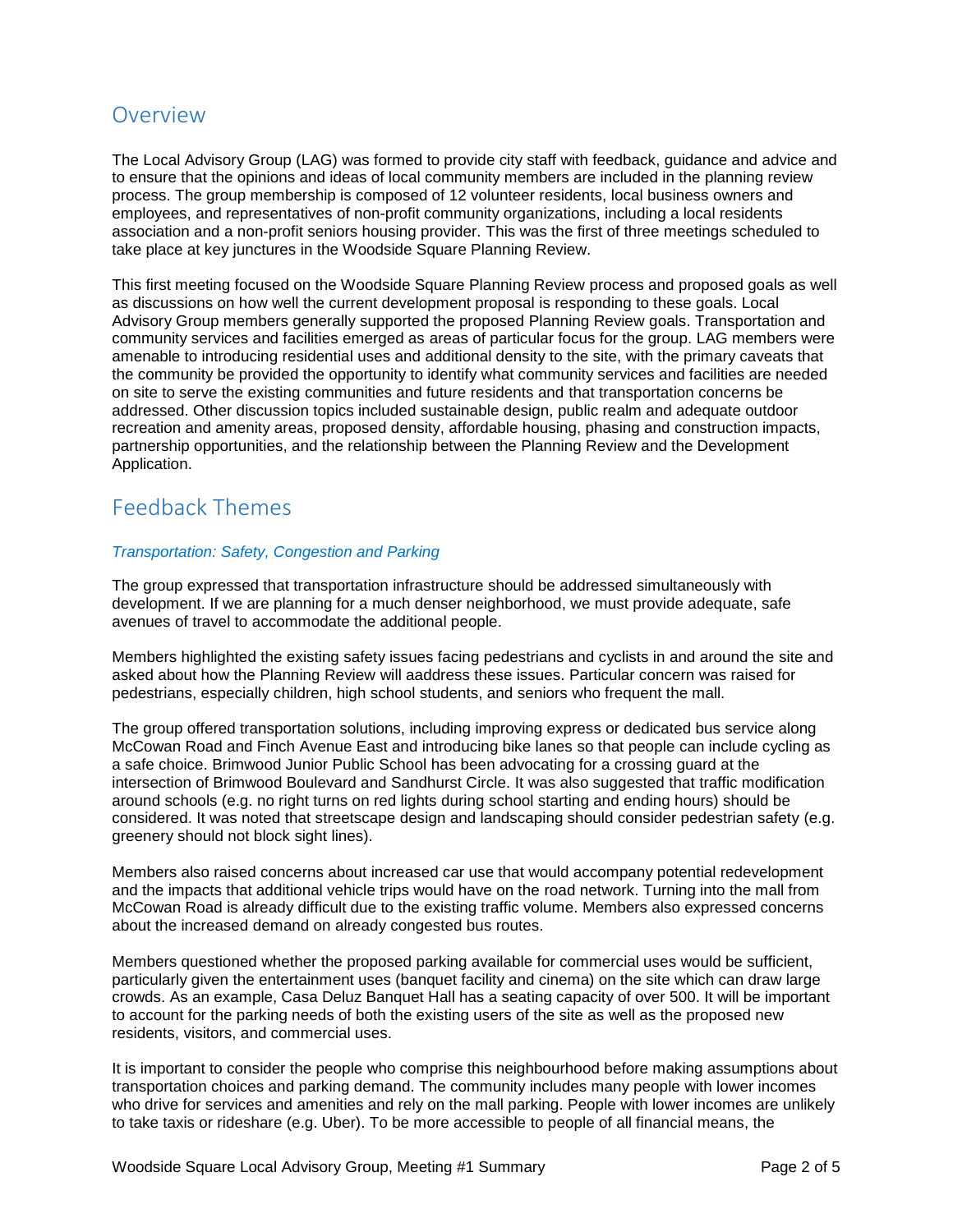## Overview

The Local Advisory Group (LAG) was formed to provide city staff with feedback, guidance and advice and to ensure that the opinions and ideas of local community members are included in the planning review process. The group membership is composed of 12 volunteer residents, local business owners and employees, and representatives of non-profit community organizations, including a local residents association and a non-profit seniors housing provider. This was the first of three meetings scheduled to take place at key junctures in the Woodside Square Planning Review.

This first meeting focused on the Woodside Square Planning Review process and proposed goals as well as discussions on how well the current development proposal is responding to these goals. Local Advisory Group members generally supported the proposed Planning Review goals. Transportation and community services and facilities emerged as areas of particular focus for the group. LAG members were amenable to introducing residential uses and additional density to the site, with the primary caveats that the community be provided the opportunity to identify what community services and facilities are needed on site to serve the existing communities and future residents and that transportation concerns be addressed. Other discussion topics included sustainable design, public realm and adequate outdoor recreation and amenity areas, proposed density, affordable housing, phasing and construction impacts, partnership opportunities, and the relationship between the Planning Review and the Development Application.

## Feedback Themes

### *Transportation: Safety, Congestion and Parking*

The group expressed that transportation infrastructure should be addressed simultaneously with development. If we are planning for a much denser neighborhood, we must provide adequate, safe avenues of travel to accommodate the additional people.

Members highlighted the existing safety issues facing pedestrians and cyclists in and around the site and asked about how the Planning Review will aaddress these issues. Particular concern was raised for pedestrians, especially children, high school students, and seniors who frequent the mall.

The group offered transportation solutions, including improving express or dedicated bus service along McCowan Road and Finch Avenue East and introducing bike lanes so that people can include cycling as a safe choice. Brimwood Junior Public School has been advocating for a crossing guard at the intersection of Brimwood Boulevard and Sandhurst Circle. It was also suggested that traffic modification around schools (e.g. no right turns on red lights during school starting and ending hours) should be considered. It was noted that streetscape design and landscaping should consider pedestrian safety (e.g. greenery should not block sight lines).

Members also raised concerns about increased car use that would accompany potential redevelopment and the impacts that additional vehicle trips would have on the road network. Turning into the mall from McCowan Road is already difficult due to the existing traffic volume. Members also expressed concerns about the increased demand on already congested bus routes.

Members questioned whether the proposed parking available for commercial uses would be sufficient, particularly given the entertainment uses (banquet facility and cinema) on the site which can draw large crowds. As an example, Casa Deluz Banquet Hall has a seating capacity of over 500. It will be important to account for the parking needs of both the existing users of the site as well as the proposed new residents, visitors, and commercial uses.

It is important to consider the people who comprise this neighbourhood before making assumptions about transportation choices and parking demand. The community includes many people with lower incomes who drive for services and amenities and rely on the mall parking. People with lower incomes are unlikely to take taxis or rideshare (e.g. Uber). To be more accessible to people of all financial means, the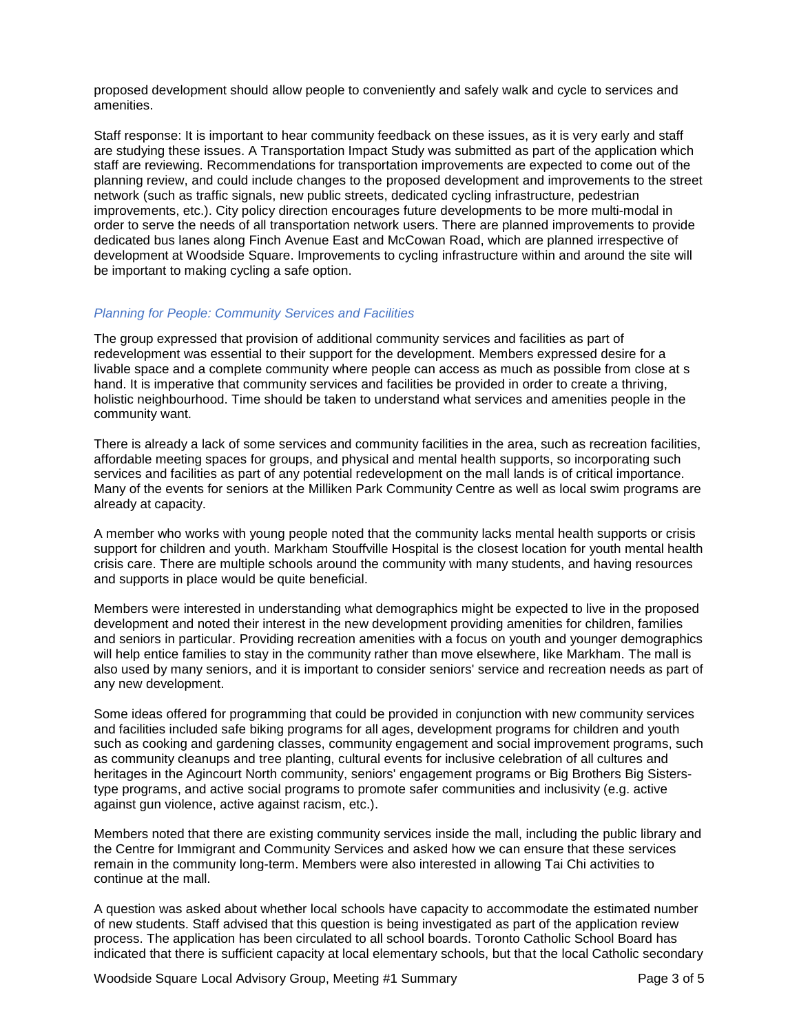proposed development should allow people to conveniently and safely walk and cycle to services and amenities.

Staff response: It is important to hear community feedback on these issues, as it is very early and staff are studying these issues. A Transportation Impact Study was submitted as part of the application which staff are reviewing. Recommendations for transportation improvements are expected to come out of the planning review, and could include changes to the proposed development and improvements to the street network (such as traffic signals, new public streets, dedicated cycling infrastructure, pedestrian improvements, etc.). City policy direction encourages future developments to be more multi-modal in order to serve the needs of all transportation network users. There are planned improvements to provide dedicated bus lanes along Finch Avenue East and McCowan Road, which are planned irrespective of development at Woodside Square. Improvements to cycling infrastructure within and around the site will be important to making cycling a safe option.

### *Planning for People: Community Services and Facilities*

The group expressed that provision of additional community services and facilities as part of redevelopment was essential to their support for the development. Members expressed desire for a livable space and a complete community where people can access as much as possible from close at s hand. It is imperative that community services and facilities be provided in order to create a thriving, holistic neighbourhood. Time should be taken to understand what services and amenities people in the community want.

There is already a lack of some services and community facilities in the area, such as recreation facilities, affordable meeting spaces for groups, and physical and mental health supports, so incorporating such services and facilities as part of any potential redevelopment on the mall lands is of critical importance. Many of the events for seniors at the Milliken Park Community Centre as well as local swim programs are already at capacity.

A member who works with young people noted that the community lacks mental health supports or crisis support for children and youth. Markham Stouffville Hospital is the closest location for youth mental health crisis care. There are multiple schools around the community with many students, and having resources and supports in place would be quite beneficial.

Members were interested in understanding what demographics might be expected to live in the proposed development and noted their interest in the new development providing amenities for children, families and seniors in particular. Providing recreation amenities with a focus on youth and younger demographics will help entice families to stay in the community rather than move elsewhere, like Markham. The mall is also used by many seniors, and it is important to consider seniors' service and recreation needs as part of any new development.

Some ideas offered for programming that could be provided in conjunction with new community services and facilities included safe biking programs for all ages, development programs for children and youth such as cooking and gardening classes, community engagement and social improvement programs, such as community cleanups and tree planting, cultural events for inclusive celebration of all cultures and heritages in the Agincourt North community, seniors' engagement programs or Big Brothers Big Sisters-type programs, and active social programs to promote safer communities and inclusivity (e.g. active against gun violence, active against racism, etc.).

Members noted that there are existing community services inside the mall, including the public library and the Centre for Immigrant and Community Services and asked how we can ensure that these services remain in the community long-term. Members were also interested in allowing Tai Chi activities to continue at the mall.

A question was asked about whether local schools have capacity to accommodate the estimated number of new students. Staff advised that this question is being investigated as part of the application review process. The application has been circulated to all school boards. Toronto Catholic School Board has indicated that there is sufficient capacity at local elementary schools, but that the local Catholic secondary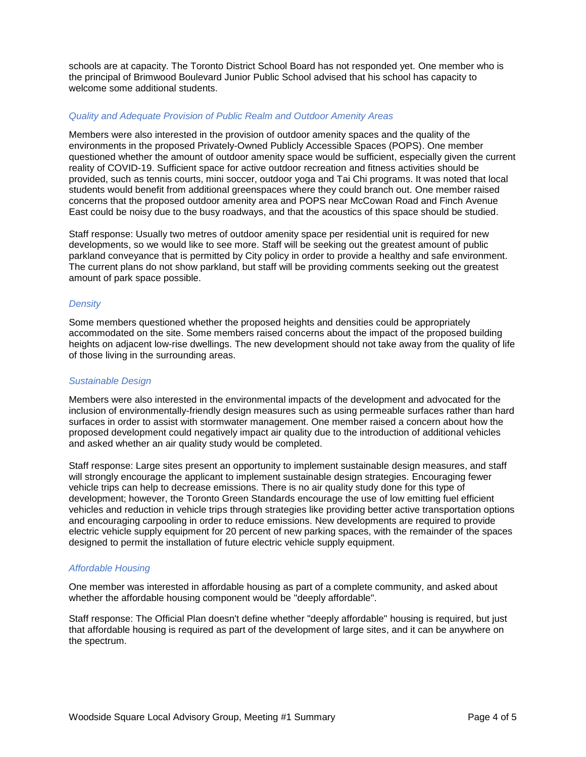schools are at capacity. The Toronto District School Board has not responded yet. One member who is the principal of Brimwood Boulevard Junior Public School advised that his school has capacity to welcome some additional students.

### *Quality and Adequate Provision of Public Realm and Outdoor Amenity Areas*

Members were also interested in the provision of outdoor amenity spaces and the quality of the environments in the proposed Privately-Owned Publicly Accessible Spaces (POPS). One member questioned whether the amount of outdoor amenity space would be sufficient, especially given the current reality of COVID-19. Sufficient space for active outdoor recreation and fitness activities should be provided, such as tennis courts, mini soccer, outdoor yoga and Tai Chi programs. It was noted that local students would benefit from additional greenspaces where they could branch out. One member raised concerns that the proposed outdoor amenity area and POPS near McCowan Road and Finch Avenue East could be noisy due to the busy roadways, and that the acoustics of this space should be studied.

Staff response: Usually two metres of outdoor amenity space per residential unit is required for new developments, so we would like to see more. Staff will be seeking out the greatest amount of public parkland conveyance that is permitted by City policy in order to provide a healthy and safe environment. The current plans do not show parkland, but staff will be providing comments seeking out the greatest amount of park space possible.

### *Density*

Some members questioned whether the proposed heights and densities could be appropriately accommodated on the site. Some members raised concerns about the impact of the proposed building heights on adjacent low-rise dwellings. The new development should not take away from the quality of life of those living in the surrounding areas.

### *Sustainable Design*

Members were also interested in the environmental impacts of the development and advocated for the inclusion of environmentally-friendly design measures such as using permeable surfaces rather than hard surfaces in order to assist with stormwater management. One member raised a concern about how the proposed development could negatively impact air quality due to the introduction of additional vehicles and asked whether an air quality study would be completed.

Staff response: Large sites present an opportunity to implement sustainable design measures, and staff will strongly encourage the applicant to implement sustainable design strategies. Encouraging fewer vehicle trips can help to decrease emissions. There is no air quality study done for this type of development; however, the Toronto Green Standards encourage the use of low emitting fuel efficient vehicles and reduction in vehicle trips through strategies like providing better active transportation options and encouraging carpooling in order to reduce emissions. New developments are required to provide electric vehicle supply equipment for 20 percent of new parking spaces, with the remainder of the spaces designed to permit the installation of future electric vehicle supply equipment.

### *Affordable Housing*

One member was interested in affordable housing as part of a complete community, and asked about whether the affordable housing component would be "deeply affordable".

Staff response: The Official Plan doesn't define whether "deeply affordable" housing is required, but just that affordable housing is required as part of the development of large sites, and it can be anywhere on the spectrum.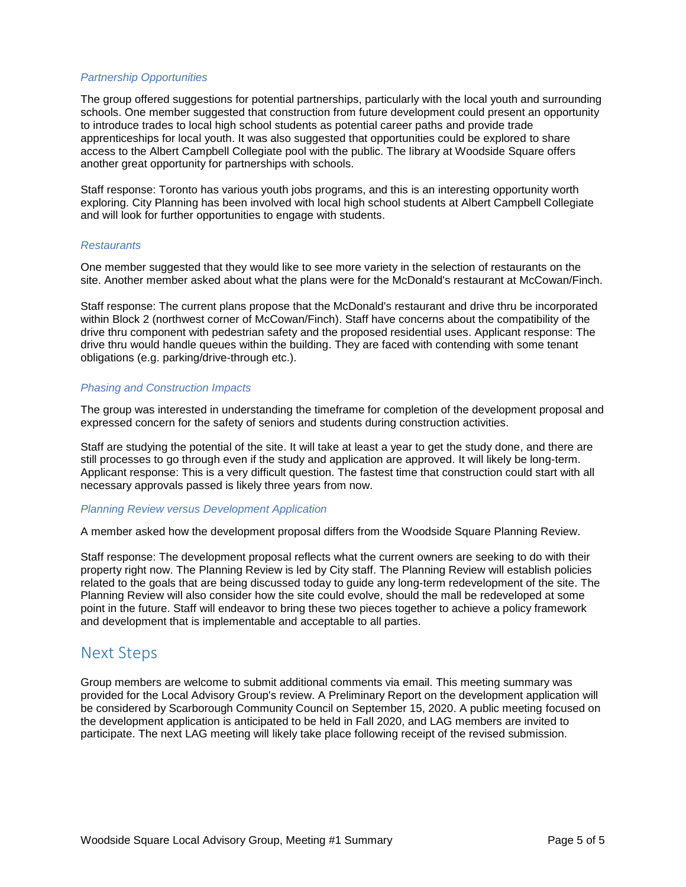### *Partnership Opportunities*

The group offered suggestions for potential partnerships, particularly with the local youth and surrounding schools. One member suggested that construction from future development could present an opportunity to introduce trades to local high school students as potential career paths and provide trade apprenticeships for local youth. It was also suggested that opportunities could be explored to share access to the Albert Campbell Collegiate pool with the public. The library at Woodside Square offers another great opportunity for partnerships with schools.

Staff response: Toronto has various youth jobs programs, and this is an interesting opportunity worth exploring. City Planning has been involved with local high school students at Albert Campbell Collegiate and will look for further opportunities to engage with students.

### *Restaurants*

One member suggested that they would like to see more variety in the selection of restaurants on the site. Another member asked about what the plans were for the McDonald's restaurant at McCowan/Finch.

Staff response: The current plans propose that the McDonald's restaurant and drive thru be incorporated within Block 2 (northwest corner of McCowan/Finch). Staff have concerns about the compatibility of the drive thru component with pedestrian safety and the proposed residential uses. Applicant response: The drive thru would handle queues within the building. They are faced with contending with some tenant obligations (e.g. parking/drive-through etc.).

### *Phasing and Construction Impacts*

The group was interested in understanding the timeframe for completion of the development proposal and expressed concern for the safety of seniors and students during construction activities.

Staff are studying the potential of the site. It will take at least a year to get the study done, and there are still processes to go through even if the study and application are approved. It will likely be long-term. Applicant response: This is a very difficult question. The fastest time that construction could start with all necessary approvals passed is likely three years from now.

### *Planning Review versus Development Application*

A member asked how the development proposal differs from the Woodside Square Planning Review.

Staff response: The development proposal reflects what the current owners are seeking to do with their property right now. The Planning Review is led by City staff. The Planning Review will establish policies related to the goals that are being discussed today to guide any long-term redevelopment of the site. The Planning Review will also consider how the site could evolve, should the mall be redeveloped at some point in the future. Staff will endeavor to bring these two pieces together to achieve a policy framework and development that is implementable and acceptable to all parties.

## Next Steps

Group members are welcome to submit additional comments via email. This meeting summary was provided for the Local Advisory Group's review. A Preliminary Report on the development application will be considered by Scarborough Community Council on September 15, 2020. A public meeting focused on the development application is anticipated to be held in Fall 2020, and LAG members are invited to participate. The next LAG meeting will likely take place following receipt of the revised submission.